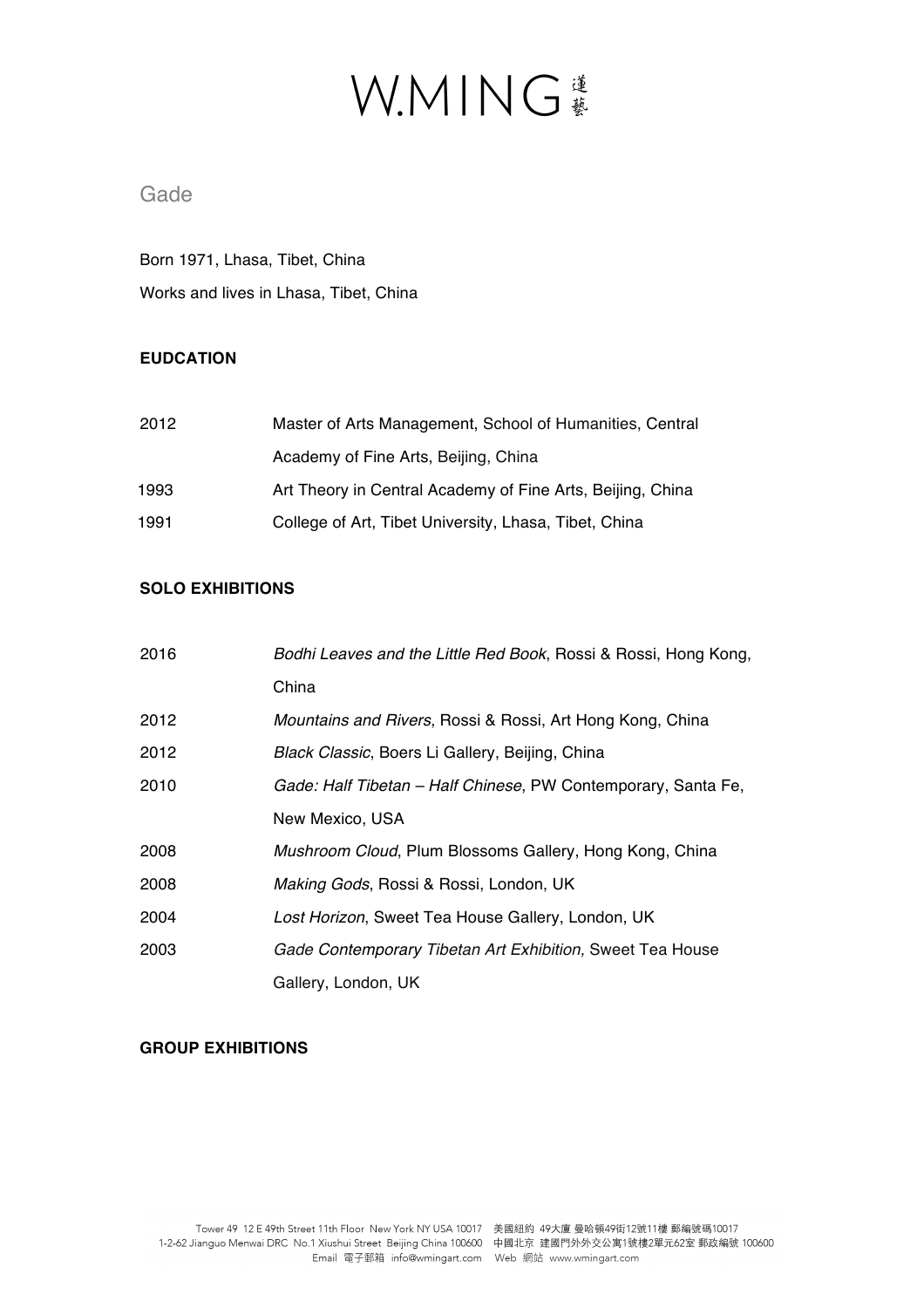# W.MING 蓮藝

## Gade

Born 1971, Lhasa, Tibet, China

Works and lives in Lhasa, Tibet, China

**EUDCATION**

| | |
|---|---|
| 2012 | Master of Arts Management, School of Humanities, Central Academy of Fine Arts, Beijing, China |
| 1993 | Art Theory in Central Academy of Fine Arts, Beijing, China |
| 1991 | College of Art, Tibet University, Lhasa, Tibet, China |

**SOLO EXHIBITIONS**

| | |
|---|---|
| 2016 | *Bodhi Leaves and the Little Red Book*, Rossi & Rossi, Hong Kong, China |
| 2012 | *Mountains and Rivers*, Rossi & Rossi, Art Hong Kong, China |
| 2012 | *Black Classic*, Boers Li Gallery, Beijing, China |
| 2010 | *Gade: Half Tibetan – Half Chinese*, PW Contemporary, Santa Fe, New Mexico, USA |
| 2008 | *Mushroom Cloud*, Plum Blossoms Gallery, Hong Kong, China |
| 2008 | *Making Gods*, Rossi & Rossi, London, UK |
| 2004 | *Lost Horizon,* Sweet Tea House Gallery, London, UK |
| 2003 | *Gade Contemporary Tibetan Art Exhibition,* Sweet Tea House Gallery, London, UK |

**GROUP EXHIBITIONS**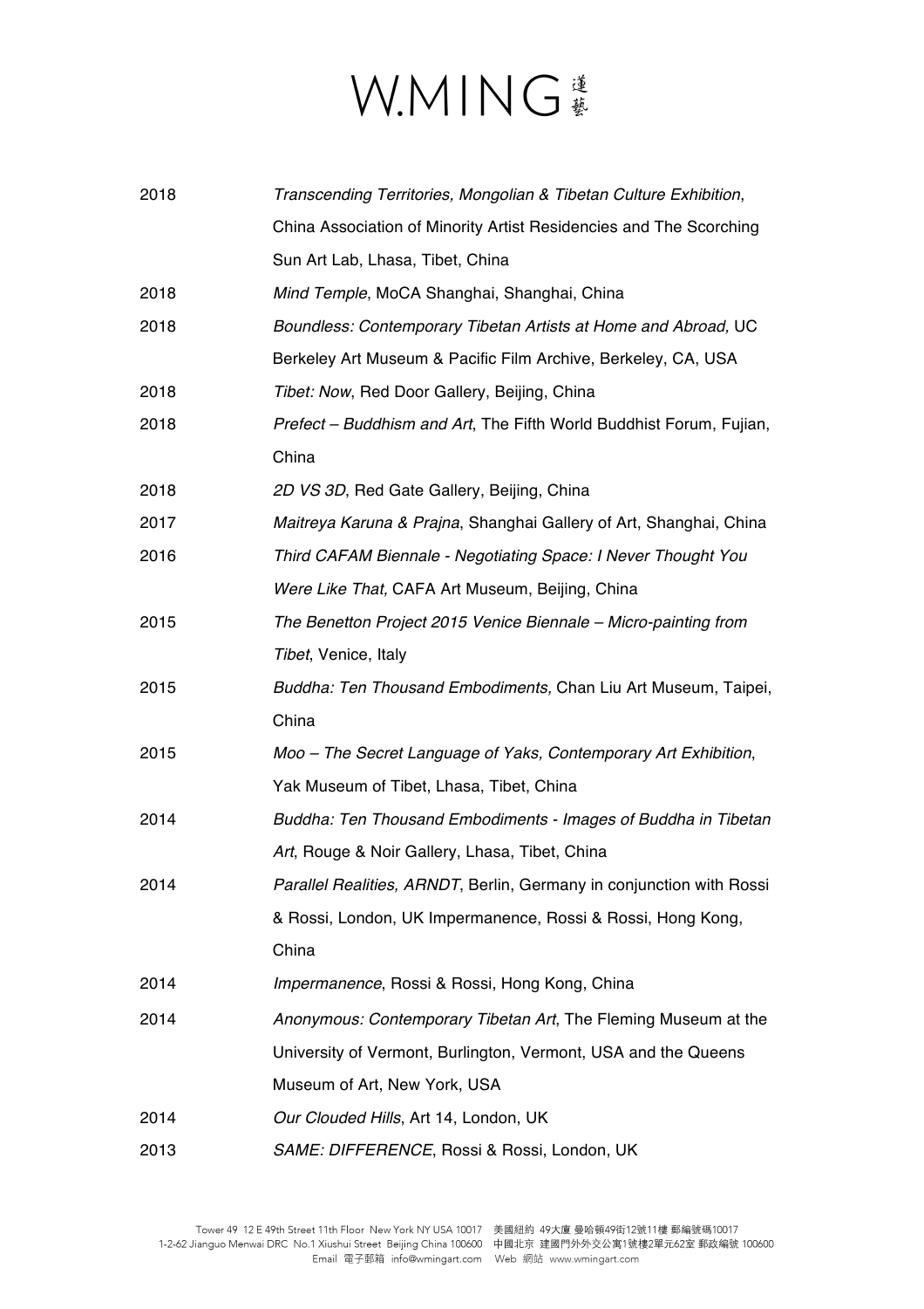| | |
|---|---|
| 2018 | *Transcending Territories, Mongolian & Tibetan Culture Exhibition*, China Association of Minority Artist Residencies and The Scorching Sun Art Lab, Lhasa, Tibet, China |
| 2018 | *Mind Temple*, MoCA Shanghai, Shanghai, China |
| 2018 | *Boundless: Contemporary Tibetan Artists at Home and Abroad,* UC Berkeley Art Museum & Pacific Film Archive, Berkeley, CA, USA |
| 2018 | *Tibet: Now*, Red Door Gallery, Beijing, China |
| 2018 | *Prefect – Buddhism and Art*, The Fifth World Buddhist Forum, Fujian, China |
| 2018 | *2D VS 3D*, Red Gate Gallery, Beijing, China |
| 2017 | *Maitreya Karuna & Prajna*, Shanghai Gallery of Art, Shanghai, China |
| 2016 | *Third CAFAM Biennale - Negotiating Space: I Never Thought You Were Like That,* CAFA Art Museum, Beijing, China |
| 2015 | *The Benetton Project 2015 Venice Biennale – Micro-painting from Tibet*, Venice, Italy |
| 2015 | *Buddha: Ten Thousand Embodiments,* Chan Liu Art Museum, Taipei, China |
| 2015 | *Moo – The Secret Language of Yaks, Contemporary Art Exhibition*, Yak Museum of Tibet, Lhasa, Tibet, China |
| 2014 | *Buddha: Ten Thousand Embodiments - Images of Buddha in Tibetan Art*, Rouge & Noir Gallery, Lhasa, Tibet, China |
| 2014 | *Parallel Realities, ARNDT*, Berlin, Germany in conjunction with Rossi & Rossi, London, UK Impermanence, Rossi & Rossi, Hong Kong, China |
| 2014 | *Impermanence*, Rossi & Rossi, Hong Kong, China |
| 2014 | *Anonymous: Contemporary Tibetan Art*, The Fleming Museum at the University of Vermont, Burlington, Vermont, USA and the Queens Museum of Art, New York, USA |
| 2014 | *Our Clouded Hills*, Art 14, London, UK |
| 2013 | *SAME: DIFFERENCE*, Rossi & Rossi, London, UK |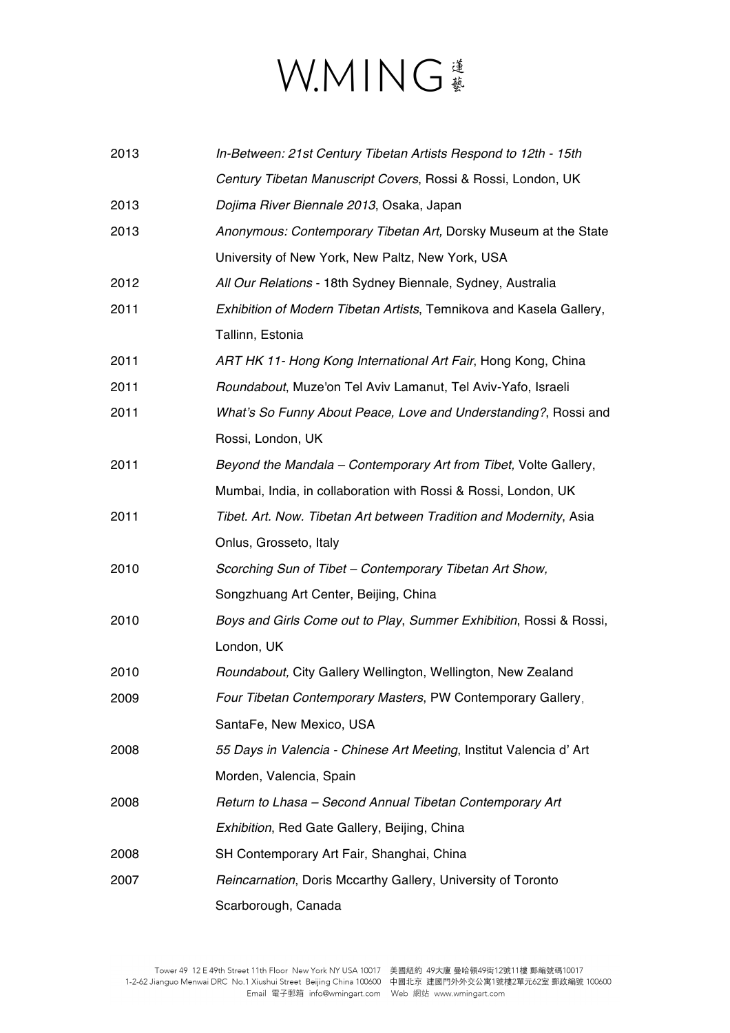2013 *In-Between: 21st Century Tibetan Artists Respond to 12th - 15th Century Tibetan Manuscript Covers*, Rossi & Rossi, London, UK

2013 *Dojima River Biennale 2013*, Osaka, Japan

2013 *Anonymous: Contemporary Tibetan Art,* Dorsky Museum at the State University of New York, New Paltz, New York, USA

2012 *All Our Relations* - 18th Sydney Biennale, Sydney, Australia

2011 *Exhibition of Modern Tibetan Artists*, Temnikova and Kasela Gallery, Tallinn, Estonia

2011 *ART HK 11- Hong Kong International Art Fair*, Hong Kong, China

2011 *Roundabout*, Muze'on Tel Aviv Lamanut, Tel Aviv-Yafo, Israeli

2011 *What's So Funny About Peace, Love and Understanding?*, Rossi and Rossi, London, UK

2011 *Beyond the Mandala – Contemporary Art from Tibet,* Volte Gallery, Mumbai, India, in collaboration with Rossi & Rossi, London, UK

2011 *Tibet. Art. Now. Tibetan Art between Tradition and Modernity*, Asia Onlus, Grosseto, Italy

2010 *Scorching Sun of Tibet – Contemporary Tibetan Art Show,* Songzhuang Art Center, Beijing, China

2010 *Boys and Girls Come out to Play*, *Summer Exhibition*, Rossi & Rossi, London, UK

2010 *Roundabout,* City Gallery Wellington, Wellington, New Zealand

2009 *Four Tibetan Contemporary Masters*, PW Contemporary Gallery, SantaFe, New Mexico, USA

2008 *55 Days in Valencia - Chinese Art Meeting*, Institut Valencia d' Art Morden, Valencia, Spain

2008 *Return to Lhasa – Second Annual Tibetan Contemporary Art Exhibition*, Red Gate Gallery, Beijing, China

2008 SH Contemporary Art Fair, Shanghai, China

2007 *Reincarnation*, Doris Mccarthy Gallery, University of Toronto Scarborough, Canada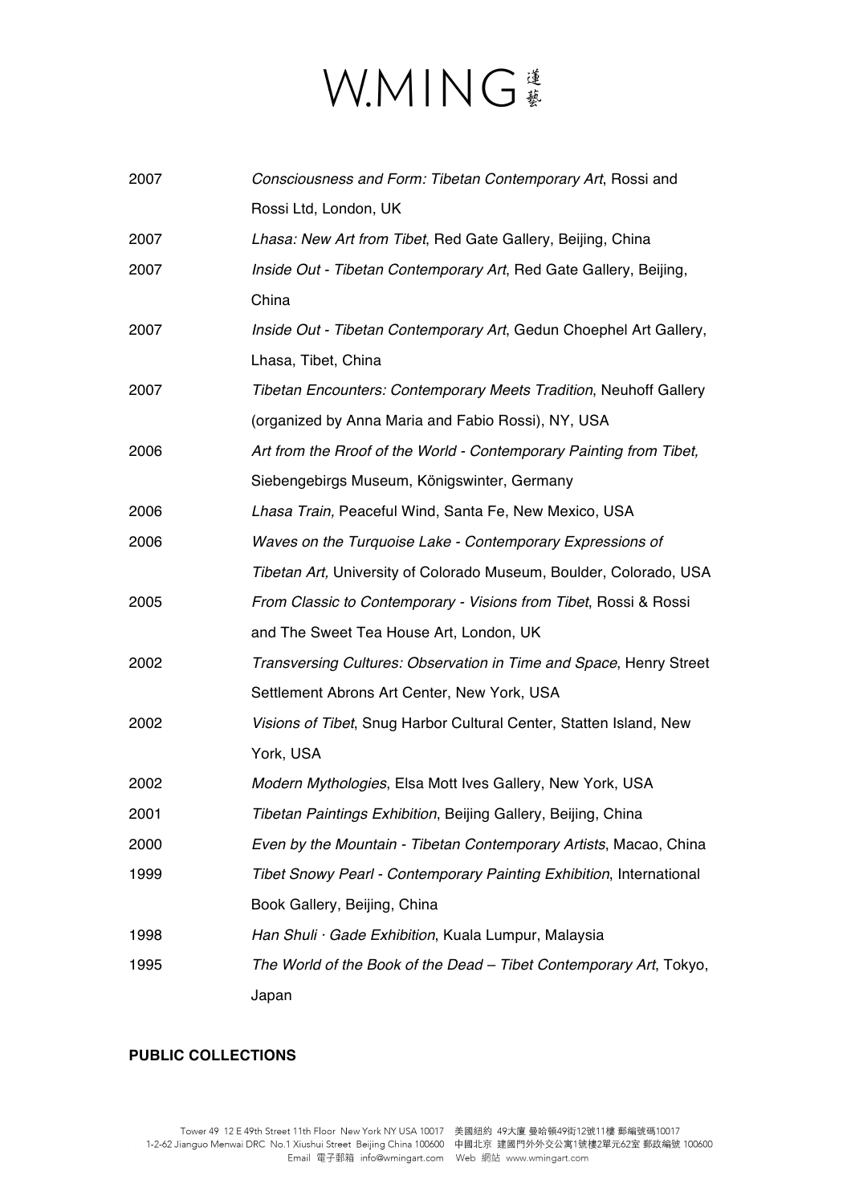2007 *Consciousness and Form: Tibetan Contemporary Art*, Rossi and Rossi Ltd, London, UK

2007 *Lhasa: New Art from Tibet*, Red Gate Gallery, Beijing, China

2007 *Inside Out - Tibetan Contemporary Art*, Red Gate Gallery, Beijing, China

2007 *Inside Out - Tibetan Contemporary Art*, Gedun Choephel Art Gallery, Lhasa, Tibet, China

2007 *Tibetan Encounters: Contemporary Meets Tradition*, Neuhoff Gallery (organized by Anna Maria and Fabio Rossi), NY, USA

2006 *Art from the Rroof of the World - Contemporary Painting from Tibet,* Siebengebirgs Museum, Königswinter, Germany

2006 *Lhasa Train,* Peaceful Wind, Santa Fe, New Mexico, USA

2006 *Waves on the Turquoise Lake - Contemporary Expressions of Tibetan Art,* University of Colorado Museum, Boulder, Colorado, USA

2005 *From Classic to Contemporary - Visions from Tibet*, Rossi & Rossi and The Sweet Tea House Art, London, UK

2002 *Transversing Cultures: Observation in Time and Space*, Henry Street Settlement Abrons Art Center, New York, USA

2002 *Visions of Tibet*, Snug Harbor Cultural Center, Statten Island, New York, USA

2002 *Modern Mythologies*, Elsa Mott Ives Gallery, New York, USA

2001 *Tibetan Paintings Exhibition*, Beijing Gallery, Beijing, China

2000 *Even by the Mountain - Tibetan Contemporary Artists*, Macao, China

1999 *Tibet Snowy Pearl - Contemporary Painting Exhibition*, International Book Gallery, Beijing, China

1998 *Han Shuli · Gade Exhibition*, Kuala Lumpur, Malaysia

1995 *The World of the Book of the Dead – Tibet Contemporary Art*, Tokyo, Japan

**PUBLIC COLLECTIONS**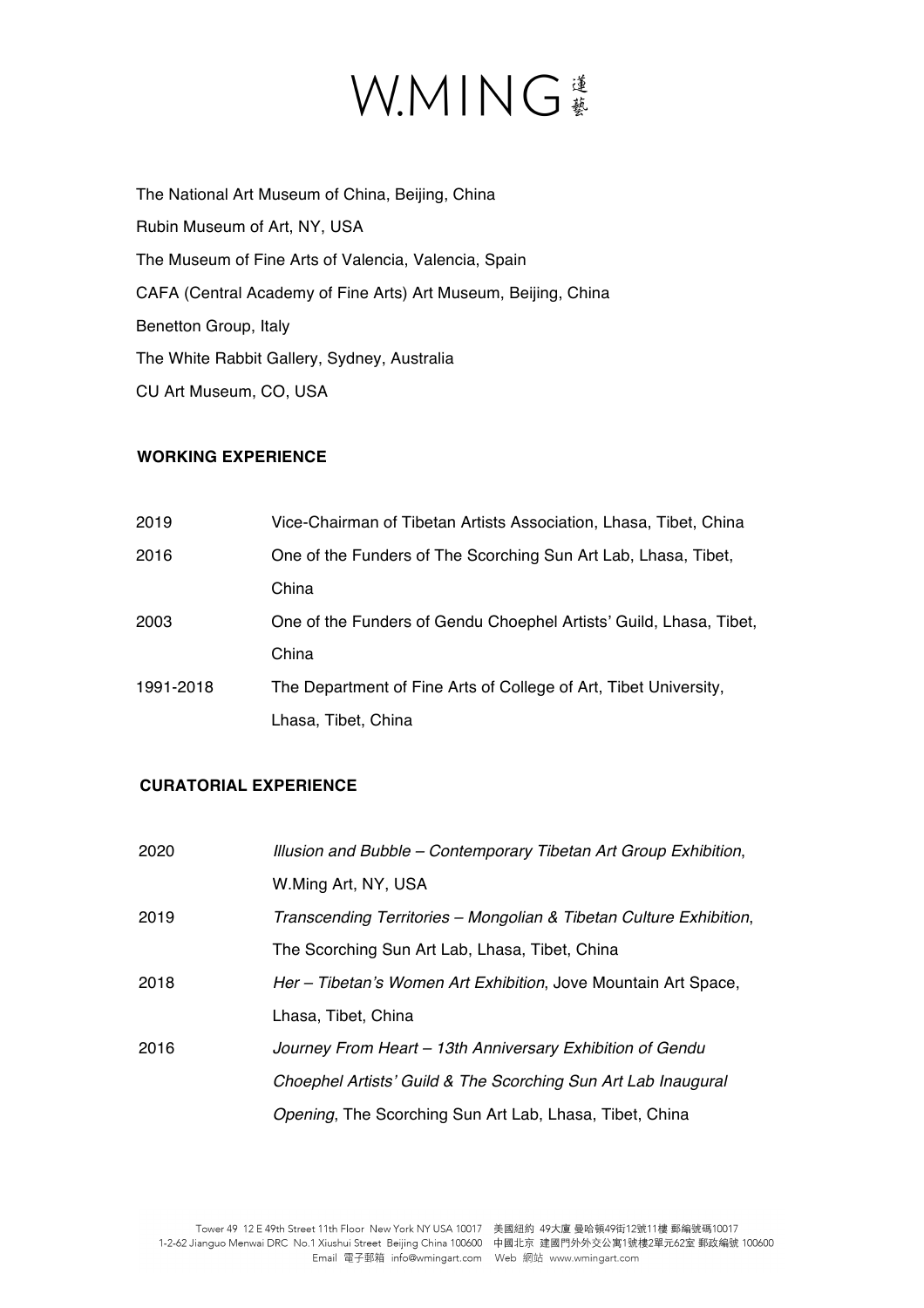The National Art Museum of China, Beijing, China

Rubin Museum of Art, NY, USA

The Museum of Fine Arts of Valencia, Valencia, Spain

CAFA (Central Academy of Fine Arts) Art Museum, Beijing, China

Benetton Group, Italy

The White Rabbit Gallery, Sydney, Australia

CU Art Museum, CO, USA

**WORKING EXPERIENCE**

| | |
|---|---|
| 2019 | Vice-Chairman of Tibetan Artists Association, Lhasa, Tibet, China |
| 2016 | One of the Funders of The Scorching Sun Art Lab, Lhasa, Tibet, China |
| 2003 | One of the Funders of Gendu Choephel Artists' Guild, Lhasa, Tibet, China |
| 1991-2018 | The Department of Fine Arts of College of Art, Tibet University, Lhasa, Tibet, China |

**CURATORIAL EXPERIENCE**

| | |
|---|---|
| 2020 | *Illusion and Bubble – Contemporary Tibetan Art Group Exhibition*, W.Ming Art, NY, USA |
| 2019 | *Transcending Territories – Mongolian & Tibetan Culture Exhibition*, The Scorching Sun Art Lab, Lhasa, Tibet, China |
| 2018 | *Her – Tibetan's Women Art Exhibition*, Jove Mountain Art Space, Lhasa, Tibet, China |
| 2016 | *Journey From Heart – 13th Anniversary Exhibition of Gendu Choephel Artists' Guild & The Scorching Sun Art Lab Inaugural Opening*, The Scorching Sun Art Lab, Lhasa, Tibet, China |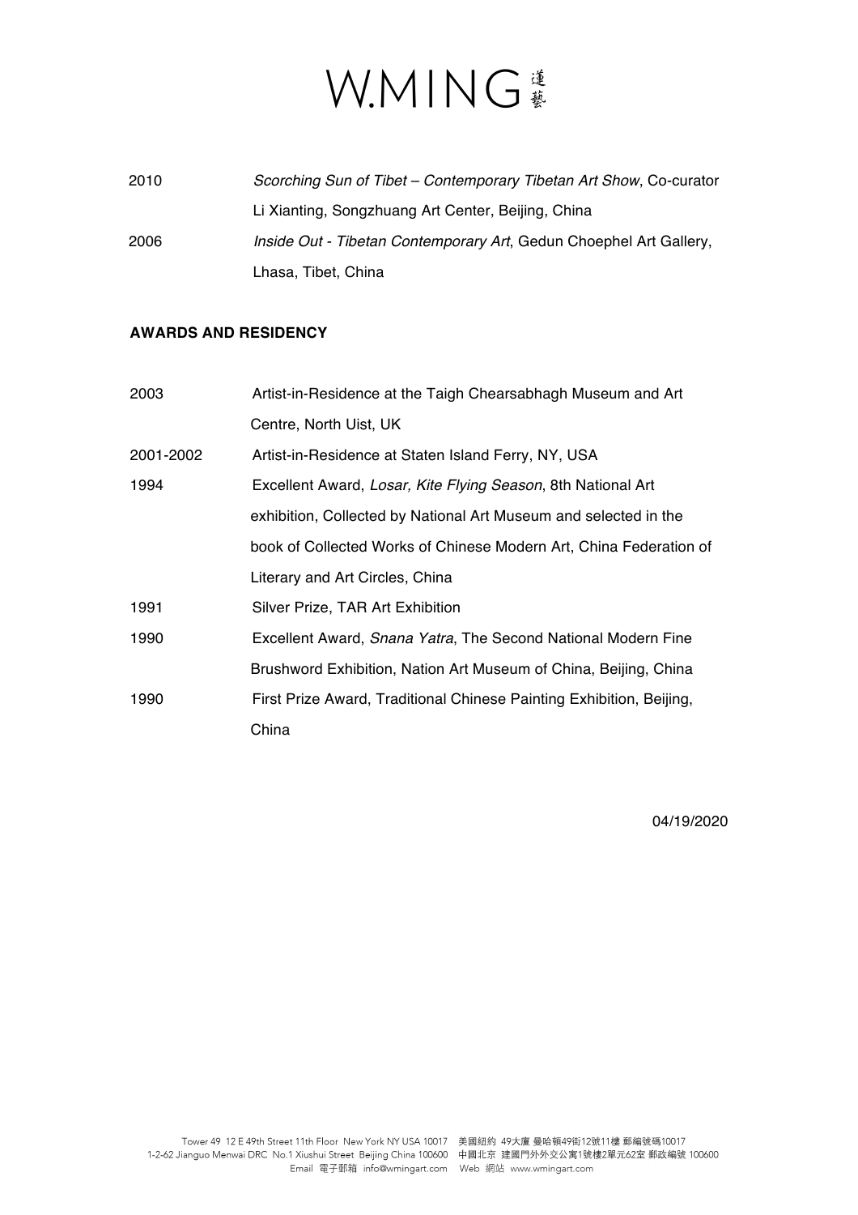| | |
|---|---|
| 2010 | *Scorching Sun of Tibet – Contemporary Tibetan Art Show*, Co-curator Li Xianting, Songzhuang Art Center, Beijing, China |
| 2006 | *Inside Out - Tibetan Contemporary Art*, Gedun Choephel Art Gallery, Lhasa, Tibet, China |

**AWARDS AND RESIDENCY**

| | |
|---|---|
| 2003 | Artist-in-Residence at the Taigh Chearsabhagh Museum and Art Centre, North Uist, UK |
| 2001-2002 | Artist-in-Residence at Staten Island Ferry, NY, USA |
| 1994 | Excellent Award, *Losar, Kite Flying Season*, 8th National Art exhibition, Collected by National Art Museum and selected in the book of Collected Works of Chinese Modern Art, China Federation of Literary and Art Circles, China |
| 1991 | Silver Prize, TAR Art Exhibition |
| 1990 | Excellent Award, *Snana Yatra*, The Second National Modern Fine Brushword Exhibition, Nation Art Museum of China, Beijing, China |
| 1990 | First Prize Award, Traditional Chinese Painting Exhibition, Beijing, China |

04/19/2020